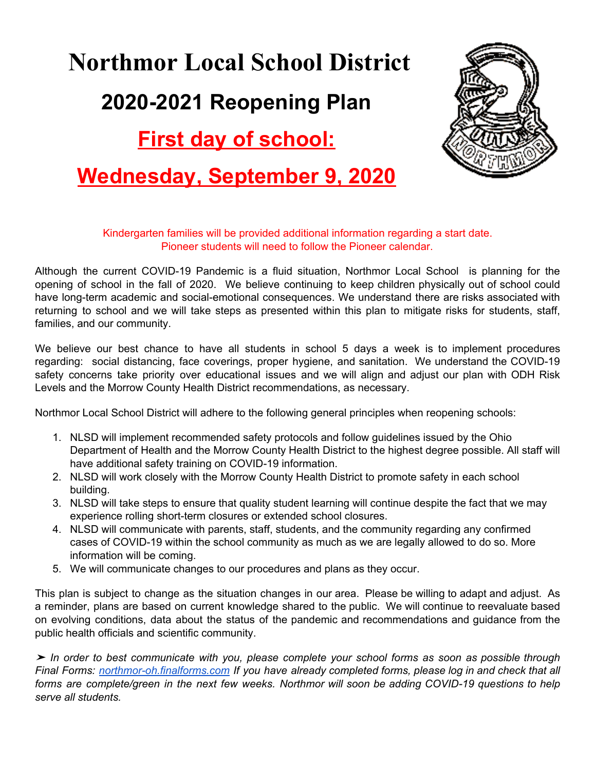# Northmor Local School District

## 2020-2021 Reopening Plan

## First day of school:

## Wednesday, September 9, 2020

Kindergarten families will be provided additional information regarding a start date.
Pioneer students will need to follow the Pioneer calendar.

Although the current COVID-19 Pandemic is a fluid situation, Northmor Local School is planning for the opening of school in the fall of 2020. We believe continuing to keep children physically out of school could have long-term academic and social-emotional consequences. We understand there are risks associated with returning to school and we will take steps as presented within this plan to mitigate risks for students, staff, families, and our community.

We believe our best chance to have all students in school 5 days a week is to implement procedures regarding: social distancing, face coverings, proper hygiene, and sanitation. We understand the COVID-19 safety concerns take priority over educational issues and we will align and adjust our plan with ODH Risk Levels and the Morrow County Health District recommendations, as necessary.

Northmor Local School District will adhere to the following general principles when reopening schools:

1. NLSD will implement recommended safety protocols and follow guidelines issued by the Ohio Department of Health and the Morrow County Health District to the highest degree possible. All staff will have additional safety training on COVID-19 information.
2. NLSD will work closely with the Morrow County Health District to promote safety in each school building.
3. NLSD will take steps to ensure that quality student learning will continue despite the fact that we may experience rolling short-term closures or extended school closures.
4. NLSD will communicate with parents, staff, students, and the community regarding any confirmed cases of COVID-19 within the school community as much as we are legally allowed to do so. More information will be coming.
5. We will communicate changes to our procedures and plans as they occur.

This plan is subject to change as the situation changes in our area. Please be willing to adapt and adjust. As a reminder, plans are based on current knowledge shared to the public. We will continue to reevaluate based on evolving conditions, data about the status of the pandemic and recommendations and guidance from the public health officials and scientific community.

➢ *In order to best communicate with you, please complete your school forms as soon as possible through Final Forms: [northmor-oh.finalforms.com](https://northmor-oh.finalforms.com) If you have already completed forms, please log in and check that all forms are complete/green in the next few weeks. Northmor will soon be adding COVID-19 questions to help serve all students.*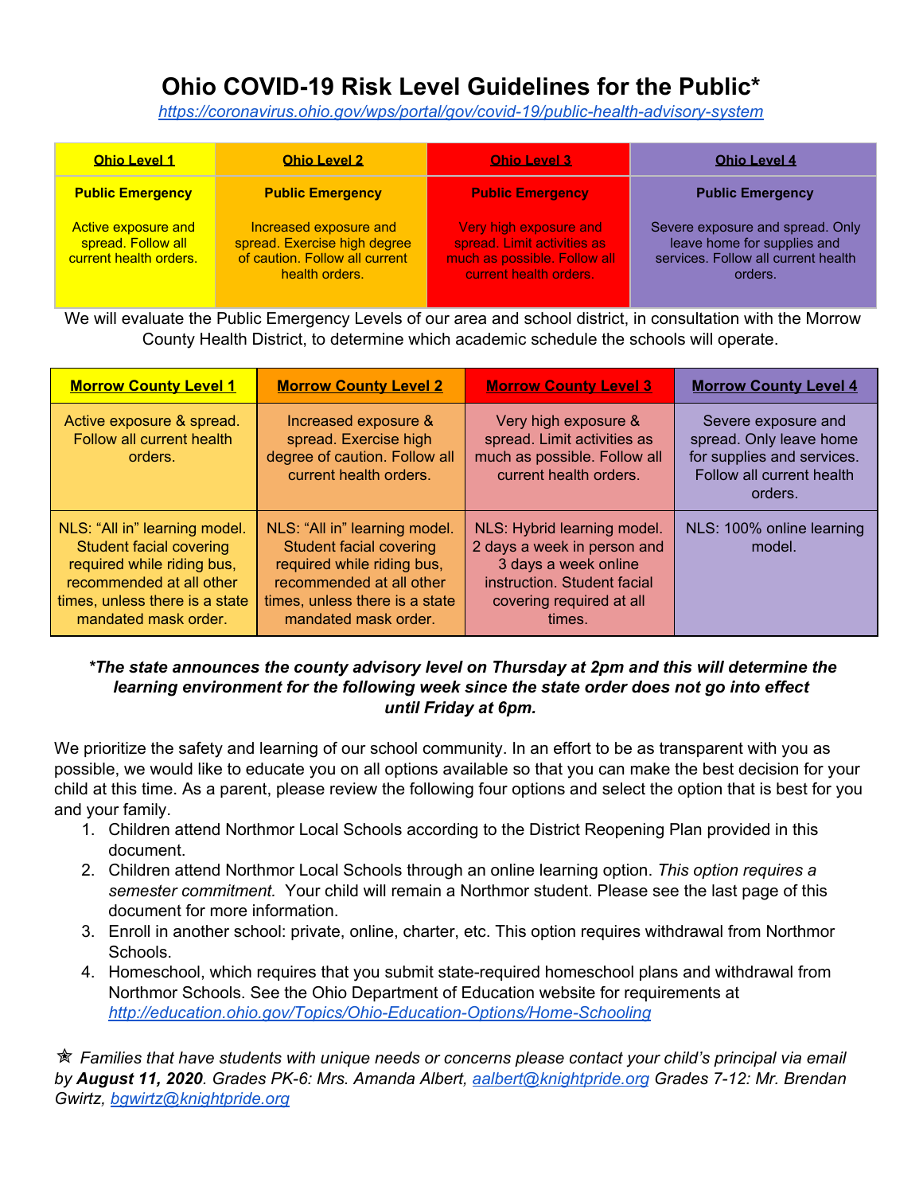# Ohio COVID-19 Risk Level Guidelines for the Public*

https://coronavirus.ohio.gov/wps/portal/gov/covid-19/public-health-advisory-system

| Ohio Level 1 | Ohio Level 2 | Ohio Level 3 | Ohio Level 4 |
|---|---|---|---|
| **Public Emergency** Active exposure and spread. Follow all current health orders. | **Public Emergency** Increased exposure and spread. Exercise high degree of caution. Follow all current health orders. | **Public Emergency** Very high exposure and spread. Limit activities as much as possible. Follow all current health orders. | **Public Emergency** Severe exposure and spread. Only leave home for supplies and services. Follow all current health orders. |

We will evaluate the Public Emergency Levels of our area and school district, in consultation with the Morrow County Health District, to determine which academic schedule the schools will operate.

| Morrow County Level 1 | Morrow County Level 2 | Morrow County Level 3 | Morrow County Level 4 |
|---|---|---|---|
| Active exposure & spread. Follow all current health orders. | Increased exposure & spread. Exercise high degree of caution. Follow all current health orders. | Very high exposure & spread. Limit activities as much as possible. Follow all current health orders. | Severe exposure and spread. Only leave home for supplies and services. Follow all current health orders. |
| NLS: "All in" learning model. Student facial covering required while riding bus, recommended at all other times, unless there is a state mandated mask order. | NLS: "All in" learning model. Student facial covering required while riding bus, recommended at all other times, unless there is a state mandated mask order. | NLS: Hybrid learning model. 2 days a week in person and 3 days a week online instruction. Student facial covering required at all times. | NLS: 100% online learning model. |

***The state announces the county advisory level on Thursday at 2pm and this will determine the learning environment for the following week since the state order does not go into effect until Friday at 6pm.***

We prioritize the safety and learning of our school community. In an effort to be as transparent with you as possible, we would like to educate you on all options available so that you can make the best decision for your child at this time. As a parent, please review the following four options and select the option that is best for you and your family.

1. Children attend Northmor Local Schools according to the District Reopening Plan provided in this document.
2. Children attend Northmor Local Schools through an online learning option. *This option requires a semester commitment.* Your child will remain a Northmor student. Please see the last page of this document for more information.
3. Enroll in another school: private, online, charter, etc. This option requires withdrawal from Northmor Schools.
4. Homeschool, which requires that you submit state-required homeschool plans and withdrawal from Northmor Schools. See the Ohio Department of Education website for requirements at http://education.ohio.gov/Topics/Ohio-Education-Options/Home-Schooling

✯ *Families that have students with unique needs or concerns please contact your child's principal via email by **August 11, 2020**. Grades PK-6: Mrs. Amanda Albert, aalbert@knightpride.org Grades 7-12: Mr. Brendan Gwirtz, bgwirtz@knightpride.org*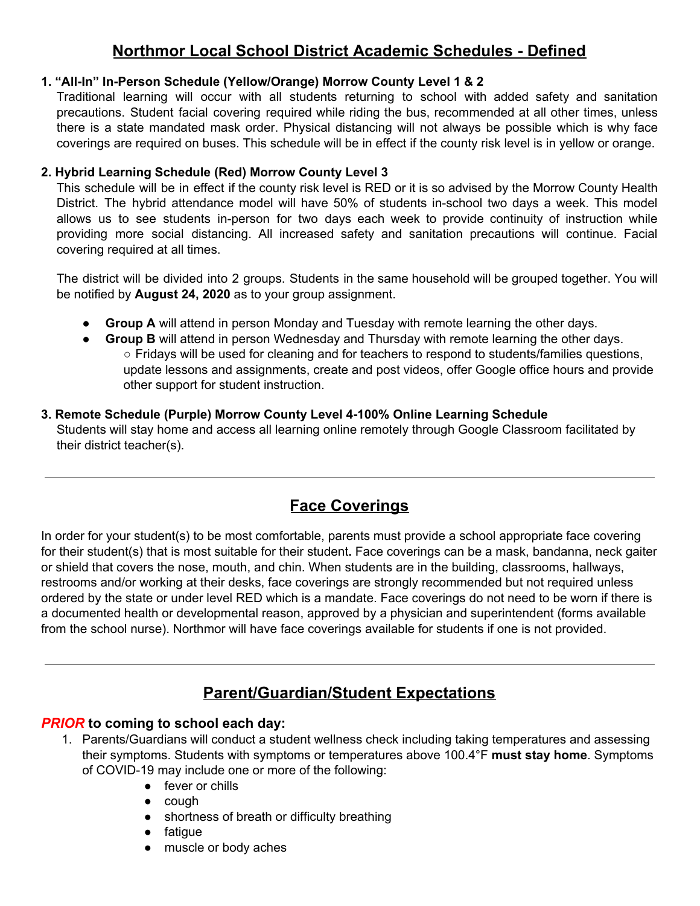# Northmor Local School District Academic Schedules - Defined

**1. "All-In" In-Person Schedule (Yellow/Orange) Morrow County Level 1 & 2**

Traditional learning will occur with all students returning to school with added safety and sanitation precautions. Student facial covering required while riding the bus, recommended at all other times, unless there is a state mandated mask order. Physical distancing will not always be possible which is why face coverings are required on buses. This schedule will be in effect if the county risk level is in yellow or orange.

**2. Hybrid Learning Schedule (Red) Morrow County Level 3**

This schedule will be in effect if the county risk level is RED or it is so advised by the Morrow County Health District. The hybrid attendance model will have 50% of students in-school two days a week. This model allows us to see students in-person for two days each week to provide continuity of instruction while providing more social distancing. All increased safety and sanitation precautions will continue. Facial covering required at all times.

The district will be divided into 2 groups. Students in the same household will be grouped together. You will be notified by **August 24, 2020** as to your group assignment.

- **Group A** will attend in person Monday and Tuesday with remote learning the other days.
- **Group B** will attend in person Wednesday and Thursday with remote learning the other days.
  - Fridays will be used for cleaning and for teachers to respond to students/families questions, update lessons and assignments, create and post videos, offer Google office hours and provide other support for student instruction.

**3. Remote Schedule (Purple) Morrow County Level 4-100% Online Learning Schedule**

Students will stay home and access all learning online remotely through Google Classroom facilitated by their district teacher(s).

---

## Face Coverings

In order for your student(s) to be most comfortable, parents must provide a school appropriate face covering for their student(s) that is most suitable for their student**.** Face coverings can be a mask, bandanna, neck gaiter or shield that covers the nose, mouth, and chin. When students are in the building, classrooms, hallways, restrooms and/or working at their desks, face coverings are strongly recommended but not required unless ordered by the state or under level RED which is a mandate. Face coverings do not need to be worn if there is a documented health or developmental reason, approved by a physician and superintendent (forms available from the school nurse). Northmor will have face coverings available for students if one is not provided.

---

## Parent/Guardian/Student Expectations

### *PRIOR* to coming to school each day:

1. Parents/Guardians will conduct a student wellness check including taking temperatures and assessing their symptoms. Students with symptoms or temperatures above 100.4°F **must stay home**. Symptoms of COVID-19 may include one or more of the following:
   - fever or chills
   - cough
   - shortness of breath or difficulty breathing
   - fatigue
   - muscle or body aches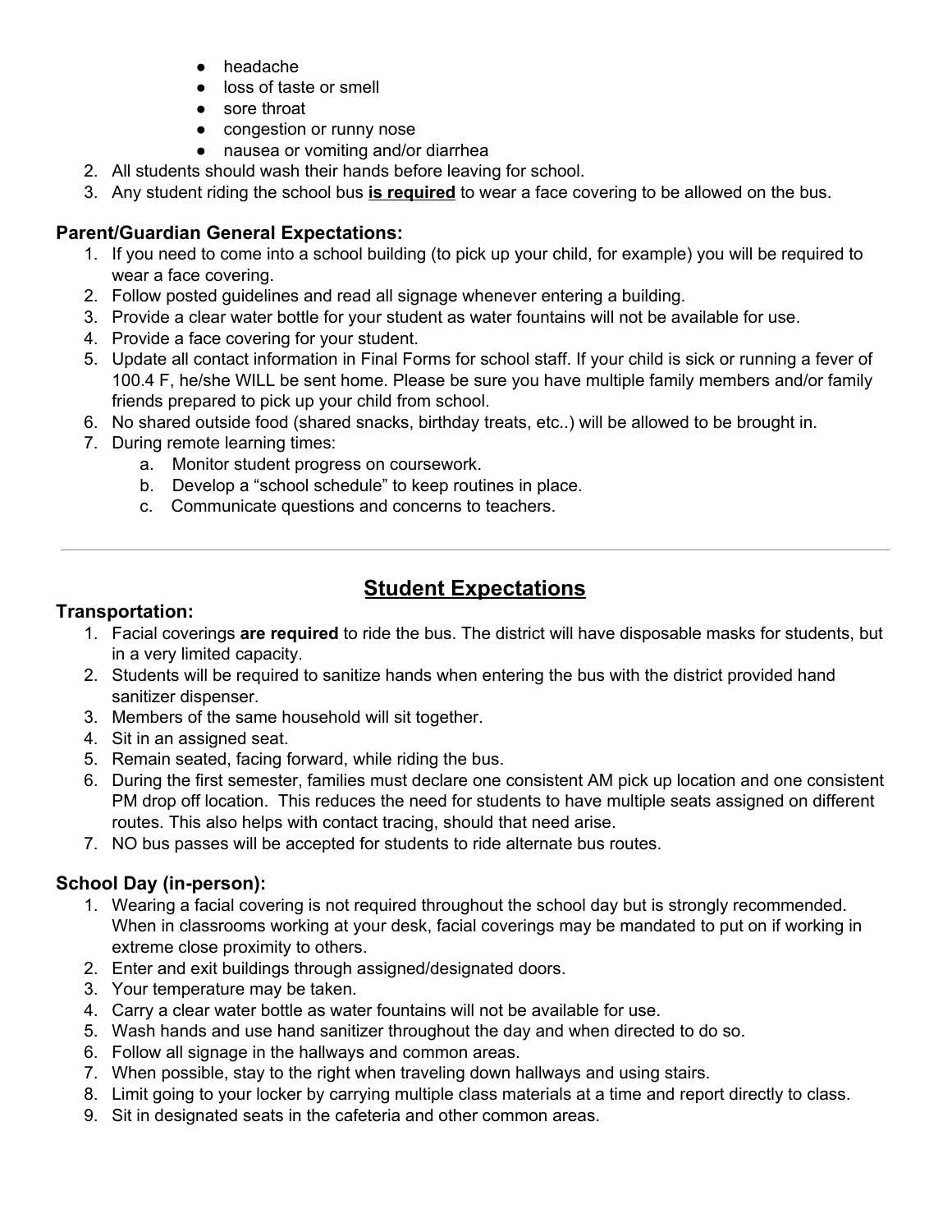- headache
- loss of taste or smell
- sore throat
- congestion or runny nose
- nausea or vomiting and/or diarrhea

2. All students should wash their hands before leaving for school.
3. Any student riding the school bus <u>**is required**</u> to wear a face covering to be allowed on the bus.

**Parent/Guardian General Expectations:**

1. If you need to come into a school building (to pick up your child, for example) you will be required to wear a face covering.
2. Follow posted guidelines and read all signage whenever entering a building.
3. Provide a clear water bottle for your student as water fountains will not be available for use.
4. Provide a face covering for your student.
5. Update all contact information in Final Forms for school staff. If your child is sick or running a fever of 100.4 F, he/she WILL be sent home. Please be sure you have multiple family members and/or family friends prepared to pick up your child from school.
6. No shared outside food (shared snacks, birthday treats, etc..) will be allowed to be brought in.
7. During remote learning times:
   a. Monitor student progress on coursework.
   b. Develop a "school schedule" to keep routines in place.
   c. Communicate questions and concerns to teachers.

---

## <u>Student Expectations</u>

**Transportation:**

1. Facial coverings **are required** to ride the bus. The district will have disposable masks for students, but in a very limited capacity.
2. Students will be required to sanitize hands when entering the bus with the district provided hand sanitizer dispenser.
3. Members of the same household will sit together.
4. Sit in an assigned seat.
5. Remain seated, facing forward, while riding the bus.
6. During the first semester, families must declare one consistent AM pick up location and one consistent PM drop off location. This reduces the need for students to have multiple seats assigned on different routes. This also helps with contact tracing, should that need arise.
7. NO bus passes will be accepted for students to ride alternate bus routes.

**School Day (in-person):**

1. Wearing a facial covering is not required throughout the school day but is strongly recommended. When in classrooms working at your desk, facial coverings may be mandated to put on if working in extreme close proximity to others.
2. Enter and exit buildings through assigned/designated doors.
3. Your temperature may be taken.
4. Carry a clear water bottle as water fountains will not be available for use.
5. Wash hands and use hand sanitizer throughout the day and when directed to do so.
6. Follow all signage in the hallways and common areas.
7. When possible, stay to the right when traveling down hallways and using stairs.
8. Limit going to your locker by carrying multiple class materials at a time and report directly to class.
9. Sit in designated seats in the cafeteria and other common areas.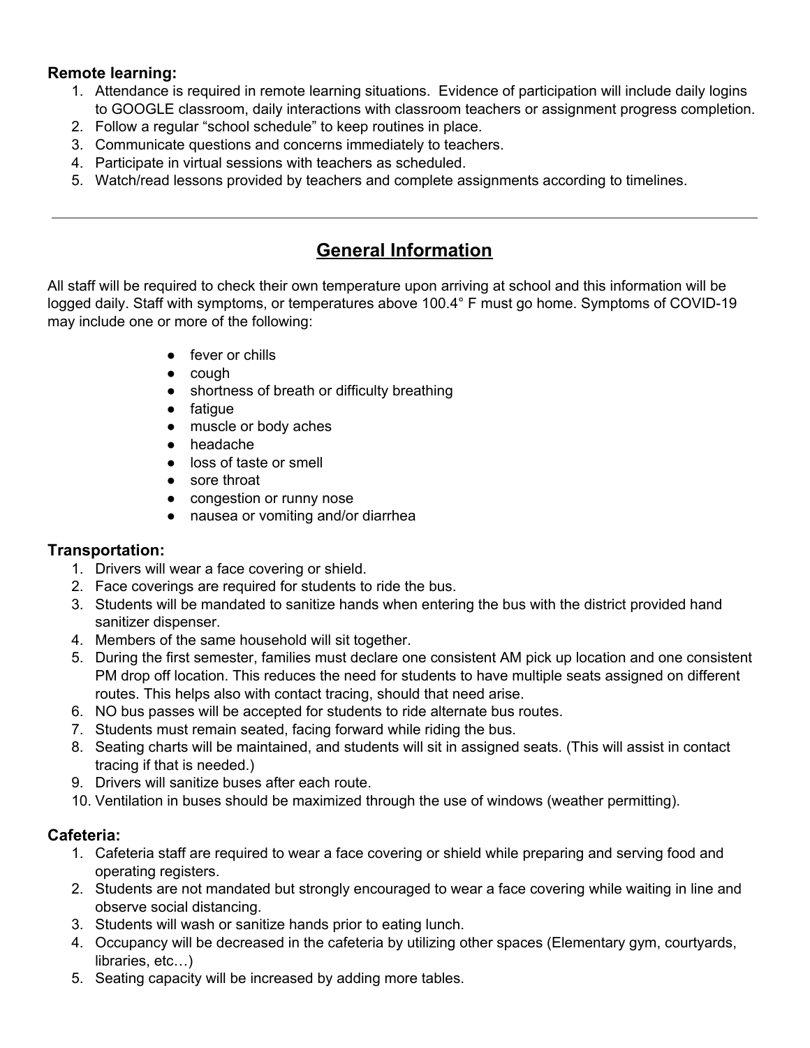**Remote learning:**

1. Attendance is required in remote learning situations. Evidence of participation will include daily logins to GOOGLE classroom, daily interactions with classroom teachers or assignment progress completion.
2. Follow a regular "school schedule" to keep routines in place.
3. Communicate questions and concerns immediately to teachers.
4. Participate in virtual sessions with teachers as scheduled.
5. Watch/read lessons provided by teachers and complete assignments according to timelines.

---

## General Information

All staff will be required to check their own temperature upon arriving at school and this information will be logged daily. Staff with symptoms, or temperatures above 100.4° F must go home. Symptoms of COVID-19 may include one or more of the following:

- fever or chills
- cough
- shortness of breath or difficulty breathing
- fatigue
- muscle or body aches
- headache
- loss of taste or smell
- sore throat
- congestion or runny nose
- nausea or vomiting and/or diarrhea

**Transportation:**

1. Drivers will wear a face covering or shield.
2. Face coverings are required for students to ride the bus.
3. Students will be mandated to sanitize hands when entering the bus with the district provided hand sanitizer dispenser.
4. Members of the same household will sit together.
5. During the first semester, families must declare one consistent AM pick up location and one consistent PM drop off location. This reduces the need for students to have multiple seats assigned on different routes. This helps also with contact tracing, should that need arise.
6. NO bus passes will be accepted for students to ride alternate bus routes.
7. Students must remain seated, facing forward while riding the bus.
8. Seating charts will be maintained, and students will sit in assigned seats. (This will assist in contact tracing if that is needed.)
9. Drivers will sanitize buses after each route.
10. Ventilation in buses should be maximized through the use of windows (weather permitting).

**Cafeteria:**

1. Cafeteria staff are required to wear a face covering or shield while preparing and serving food and operating registers.
2. Students are not mandated but strongly encouraged to wear a face covering while waiting in line and observe social distancing.
3. Students will wash or sanitize hands prior to eating lunch.
4. Occupancy will be decreased in the cafeteria by utilizing other spaces (Elementary gym, courtyards, libraries, etc…)
5. Seating capacity will be increased by adding more tables.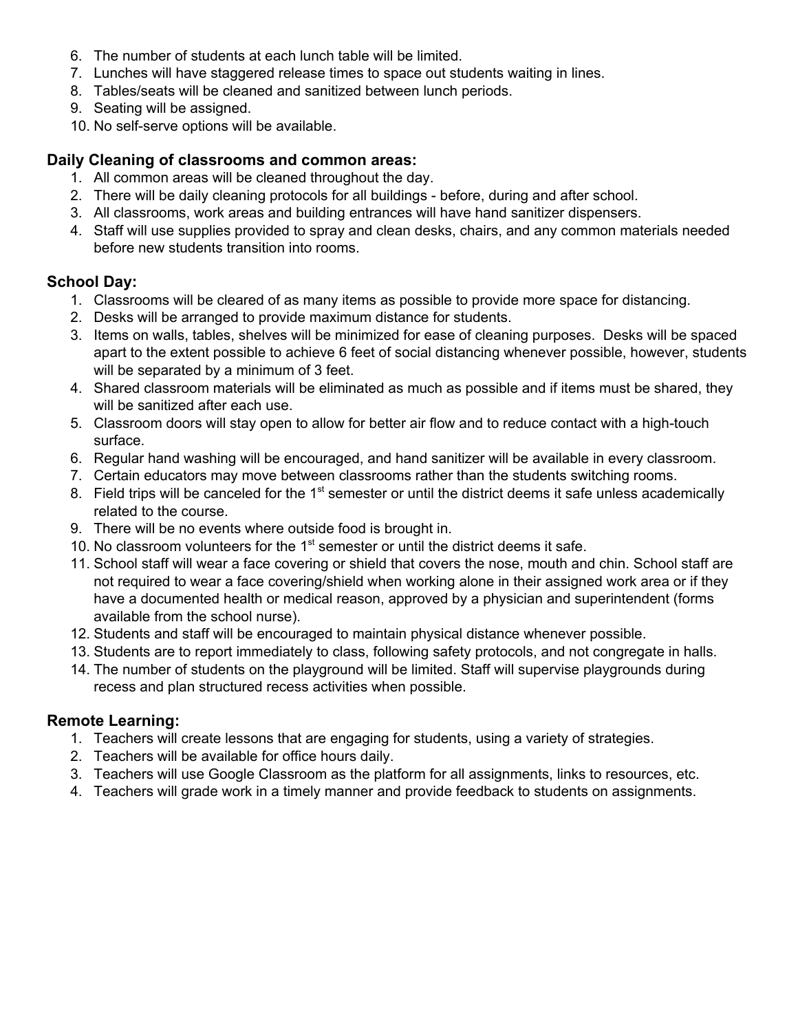6. The number of students at each lunch table will be limited.
7. Lunches will have staggered release times to space out students waiting in lines.
8. Tables/seats will be cleaned and sanitized between lunch periods.
9. Seating will be assigned.
10. No self-serve options will be available.

### Daily Cleaning of classrooms and common areas:

1. All common areas will be cleaned throughout the day.
2. There will be daily cleaning protocols for all buildings - before, during and after school.
3. All classrooms, work areas and building entrances will have hand sanitizer dispensers.
4. Staff will use supplies provided to spray and clean desks, chairs, and any common materials needed before new students transition into rooms.

### School Day:

1. Classrooms will be cleared of as many items as possible to provide more space for distancing.
2. Desks will be arranged to provide maximum distance for students.
3. Items on walls, tables, shelves will be minimized for ease of cleaning purposes. Desks will be spaced apart to the extent possible to achieve 6 feet of social distancing whenever possible, however, students will be separated by a minimum of 3 feet.
4. Shared classroom materials will be eliminated as much as possible and if items must be shared, they will be sanitized after each use.
5. Classroom doors will stay open to allow for better air flow and to reduce contact with a high-touch surface.
6. Regular hand washing will be encouraged, and hand sanitizer will be available in every classroom.
7. Certain educators may move between classrooms rather than the students switching rooms.
8. Field trips will be canceled for the 1st semester or until the district deems it safe unless academically related to the course.
9. There will be no events where outside food is brought in.
10. No classroom volunteers for the 1st semester or until the district deems it safe.
11. School staff will wear a face covering or shield that covers the nose, mouth and chin. School staff are not required to wear a face covering/shield when working alone in their assigned work area or if they have a documented health or medical reason, approved by a physician and superintendent (forms available from the school nurse).
12. Students and staff will be encouraged to maintain physical distance whenever possible.
13. Students are to report immediately to class, following safety protocols, and not congregate in halls.
14. The number of students on the playground will be limited. Staff will supervise playgrounds during recess and plan structured recess activities when possible.

### Remote Learning:

1. Teachers will create lessons that are engaging for students, using a variety of strategies.
2. Teachers will be available for office hours daily.
3. Teachers will use Google Classroom as the platform for all assignments, links to resources, etc.
4. Teachers will grade work in a timely manner and provide feedback to students on assignments.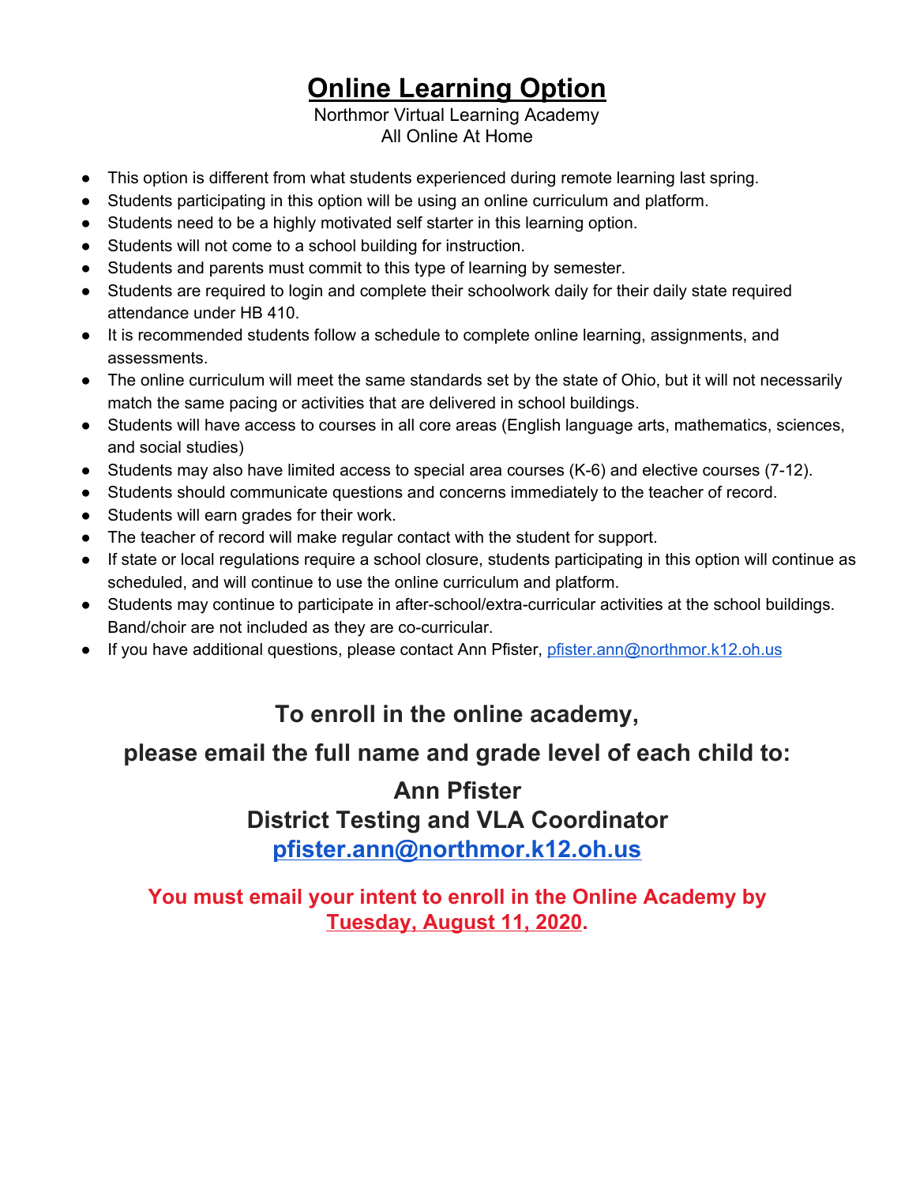# Online Learning Option

Northmor Virtual Learning Academy
All Online At Home

- This option is different from what students experienced during remote learning last spring.
- Students participating in this option will be using an online curriculum and platform.
- Students need to be a highly motivated self starter in this learning option.
- Students will not come to a school building for instruction.
- Students and parents must commit to this type of learning by semester.
- Students are required to login and complete their schoolwork daily for their daily state required attendance under HB 410.
- It is recommended students follow a schedule to complete online learning, assignments, and assessments.
- The online curriculum will meet the same standards set by the state of Ohio, but it will not necessarily match the same pacing or activities that are delivered in school buildings.
- Students will have access to courses in all core areas (English language arts, mathematics, sciences, and social studies)
- Students may also have limited access to special area courses (K-6) and elective courses (7-12).
- Students should communicate questions and concerns immediately to the teacher of record.
- Students will earn grades for their work.
- The teacher of record will make regular contact with the student for support.
- If state or local regulations require a school closure, students participating in this option will continue as scheduled, and will continue to use the online curriculum and platform.
- Students may continue to participate in after-school/extra-curricular activities at the school buildings. Band/choir are not included as they are co-curricular.
- If you have additional questions, please contact Ann Pfister, pfister.ann@northmor.k12.oh.us

**To enroll in the online academy,**

**please email the full name and grade level of each child to:**

**Ann Pfister**
**District Testing and VLA Coordinator**
**pfister.ann@northmor.k12.oh.us**

**You must email your intent to enroll in the Online Academy by Tuesday, August 11, 2020.**